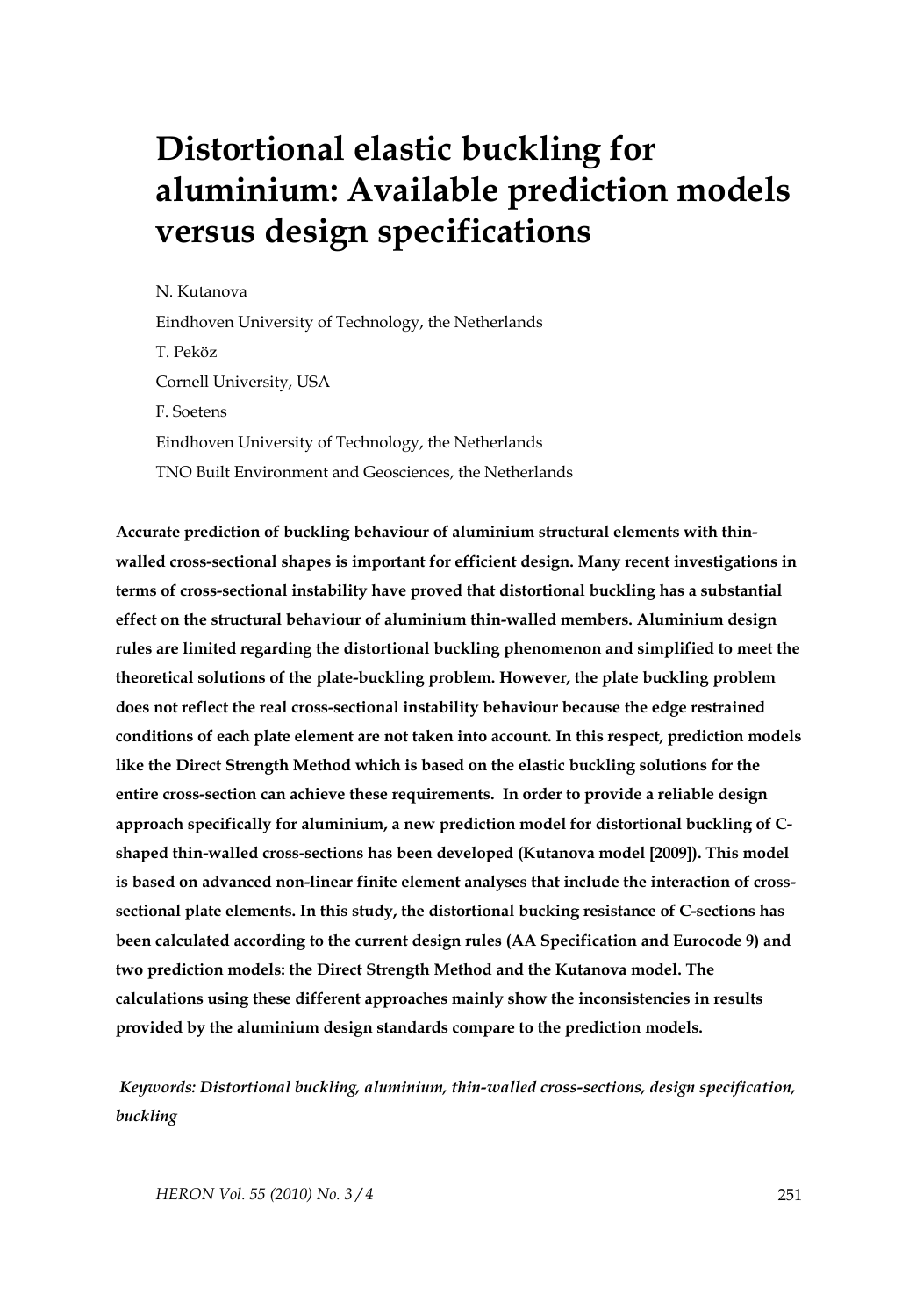# Distortional elastic buckling for aluminium: Available prediction models versus design specifications

N. Kutanova

Eindhoven University of Technology, the Netherlands

T. Peköz

Cornell University, USA

F. Soetens

Eindhoven University of Technology, the Netherlands

TNO Built Environment and Geosciences, the Netherlands

**Accurate prediction of buckling behaviour of aluminium structural elements with thin-walled cross-sectional shapes is important for efficient design. Many recent investigations in terms of cross-sectional instability have proved that distortional buckling has a substantial effect on the structural behaviour of aluminium thin-walled members. Aluminium design rules are limited regarding the distortional buckling phenomenon and simplified to meet the theoretical solutions of the plate-buckling problem. However, the plate buckling problem does not reflect the real cross-sectional instability behaviour because the edge restrained conditions of each plate element are not taken into account. In this respect, prediction models like the Direct Strength Method which is based on the elastic buckling solutions for the entire cross-section can achieve these requirements. In order to provide a reliable design approach specifically for aluminium, a new prediction model for distortional buckling of C-shaped thin-walled cross-sections has been developed (Kutanova model [2009]). This model is based on advanced non-linear finite element analyses that include the interaction of cross-sectional plate elements. In this study, the distortional bucking resistance of C-sections has been calculated according to the current design rules (AA Specification and Eurocode 9) and two prediction models: the Direct Strength Method and the Kutanova model. The calculations using these different approaches mainly show the inconsistencies in results provided by the aluminium design standards compare to the prediction models.**

*Keywords: Distortional buckling, aluminium, thin-walled cross-sections, design specification, buckling*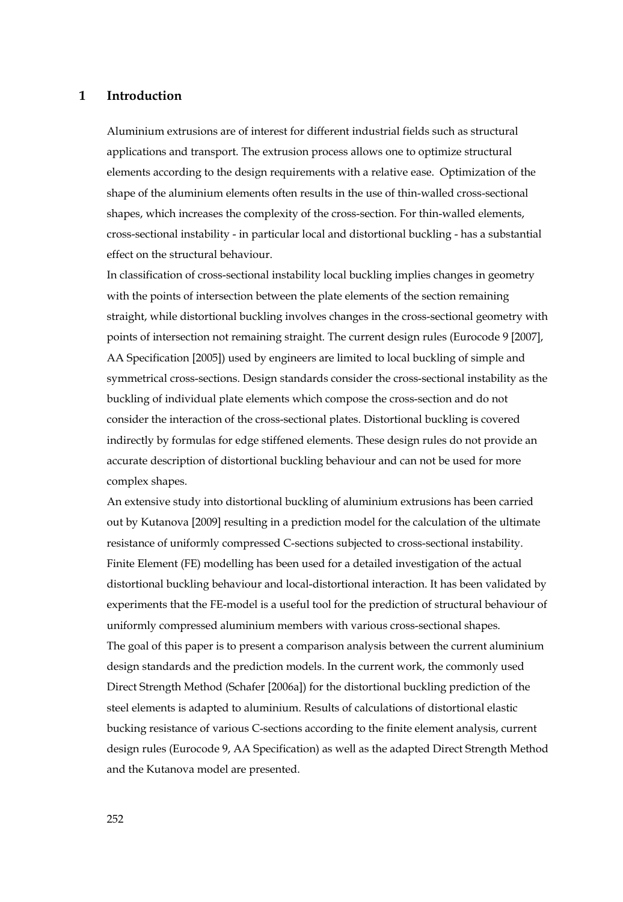# 1 Introduction

Aluminium extrusions are of interest for different industrial fields such as structural applications and transport. The extrusion process allows one to optimize structural elements according to the design requirements with a relative ease. Optimization of the shape of the aluminium elements often results in the use of thin-walled cross-sectional shapes, which increases the complexity of the cross-section. For thin-walled elements, cross-sectional instability - in particular local and distortional buckling - has a substantial effect on the structural behaviour.

In classification of cross-sectional instability local buckling implies changes in geometry with the points of intersection between the plate elements of the section remaining straight, while distortional buckling involves changes in the cross-sectional geometry with points of intersection not remaining straight. The current design rules (Eurocode 9 [2007], AA Specification [2005]) used by engineers are limited to local buckling of simple and symmetrical cross-sections. Design standards consider the cross-sectional instability as the buckling of individual plate elements which compose the cross-section and do not consider the interaction of the cross-sectional plates. Distortional buckling is covered indirectly by formulas for edge stiffened elements. These design rules do not provide an accurate description of distortional buckling behaviour and can not be used for more complex shapes.

An extensive study into distortional buckling of aluminium extrusions has been carried out by Kutanova [2009] resulting in a prediction model for the calculation of the ultimate resistance of uniformly compressed C-sections subjected to cross-sectional instability. Finite Element (FE) modelling has been used for a detailed investigation of the actual distortional buckling behaviour and local-distortional interaction. It has been validated by experiments that the FE-model is a useful tool for the prediction of structural behaviour of uniformly compressed aluminium members with various cross-sectional shapes.

The goal of this paper is to present a comparison analysis between the current aluminium design standards and the prediction models. In the current work, the commonly used Direct Strength Method (Schafer [2006a]) for the distortional buckling prediction of the steel elements is adapted to aluminium. Results of calculations of distortional elastic bucking resistance of various C-sections according to the finite element analysis, current design rules (Eurocode 9, AA Specification) as well as the adapted Direct Strength Method and the Kutanova model are presented.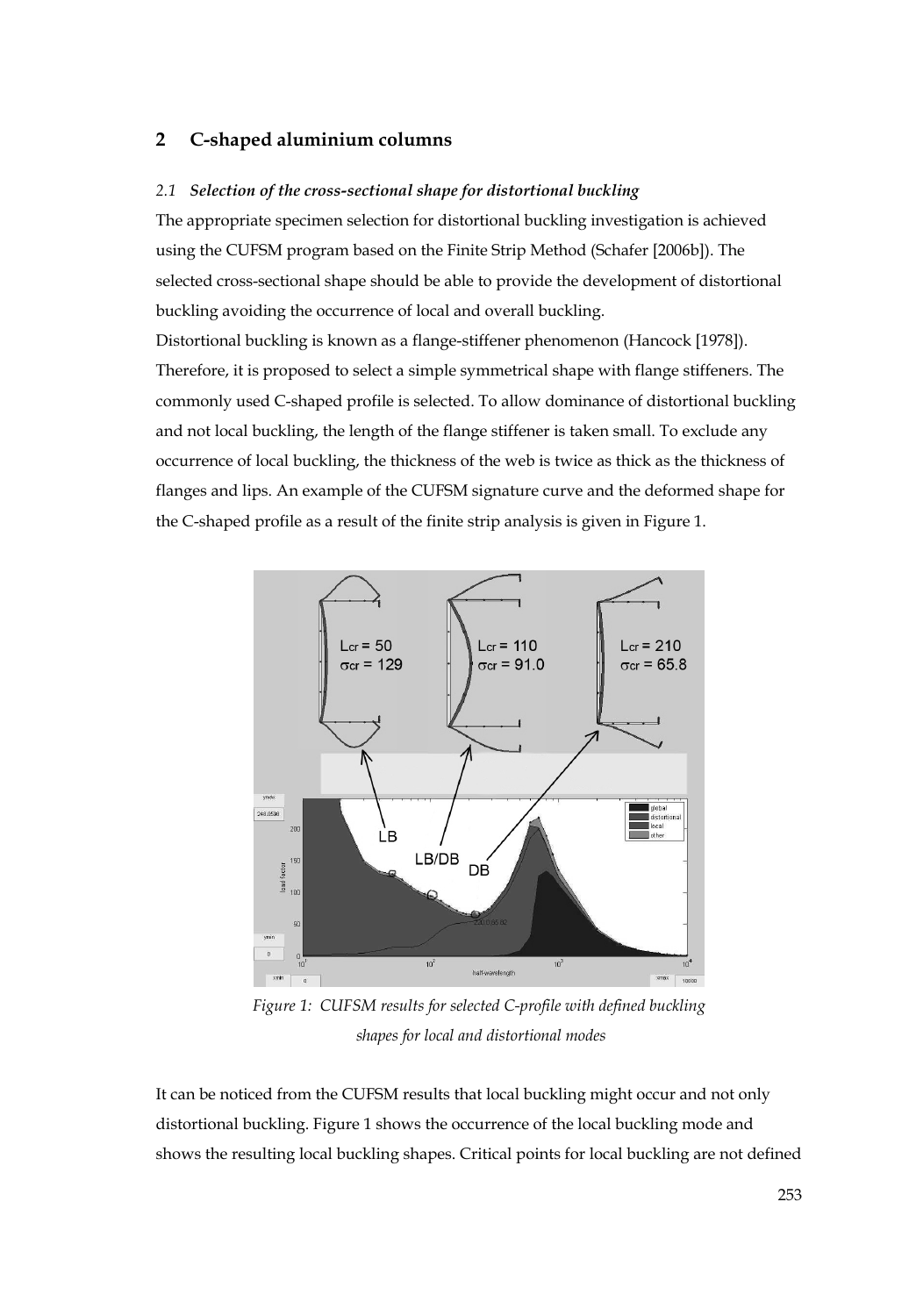## 2 C-shaped aluminium columns

### *2.1 Selection of the cross-sectional shape for distortional buckling*

The appropriate specimen selection for distortional buckling investigation is achieved using the CUFSM program based on the Finite Strip Method (Schafer [2006b]). The selected cross-sectional shape should be able to provide the development of distortional buckling avoiding the occurrence of local and overall buckling.

Distortional buckling is known as a flange-stiffener phenomenon (Hancock [1978]). Therefore, it is proposed to select a simple symmetrical shape with flange stiffeners. The commonly used C-shaped profile is selected. To allow dominance of distortional buckling and not local buckling, the length of the flange stiffener is taken small. To exclude any occurrence of local buckling, the thickness of the web is twice as thick as the thickness of flanges and lips. An example of the CUFSM signature curve and the deformed shape for the C-shaped profile as a result of the finite strip analysis is given in Figure 1.

*Figure 1: CUFSM results for selected C-profile with defined buckling shapes for local and distortional modes*

It can be noticed from the CUFSM results that local buckling might occur and not only distortional buckling. Figure 1 shows the occurrence of the local buckling mode and shows the resulting local buckling shapes. Critical points for local buckling are not defined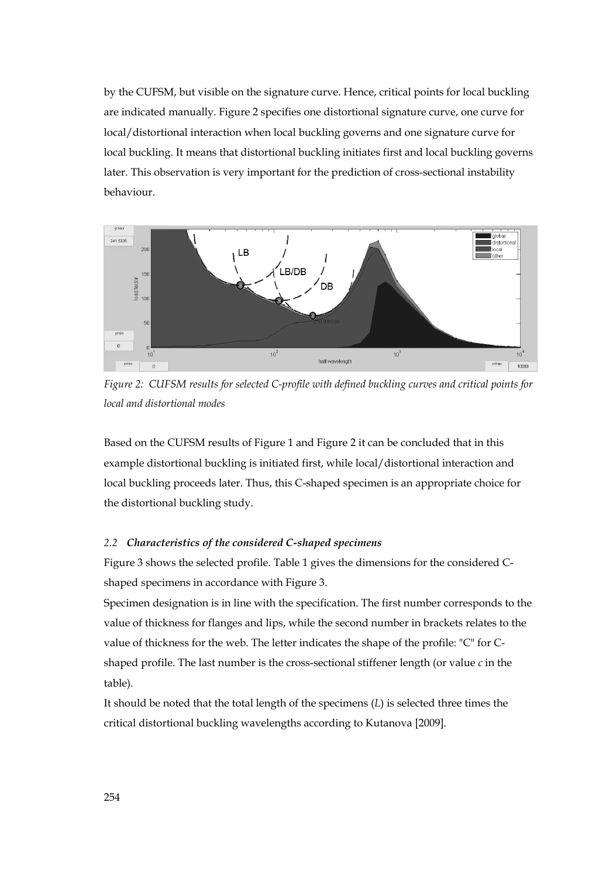by the CUFSM, but visible on the signature curve. Hence, critical points for local buckling are indicated manually. Figure 2 specifies one distortional signature curve, one curve for local/distortional interaction when local buckling governs and one signature curve for local buckling. It means that distortional buckling initiates first and local buckling governs later. This observation is very important for the prediction of cross-sectional instability behaviour.

*Figure 2: CUFSM results for selected C-profile with defined buckling curves and critical points for local and distortional modes*

Based on the CUFSM results of Figure 1 and Figure 2 it can be concluded that in this example distortional buckling is initiated first, while local/distortional interaction and local buckling proceeds later. Thus, this C-shaped specimen is an appropriate choice for the distortional buckling study.

### *2.2 Characteristics of the considered C-shaped specimens*

Figure 3 shows the selected profile. Table 1 gives the dimensions for the considered C-shaped specimens in accordance with Figure 3.

Specimen designation is in line with the specification. The first number corresponds to the value of thickness for flanges and lips, while the second number in brackets relates to the value of thickness for the web. The letter indicates the shape of the profile: "C" for C-shaped profile. The last number is the cross-sectional stiffener length (or value *c* in the table).

It should be noted that the total length of the specimens (*L*) is selected three times the critical distortional buckling wavelengths according to Kutanova [2009].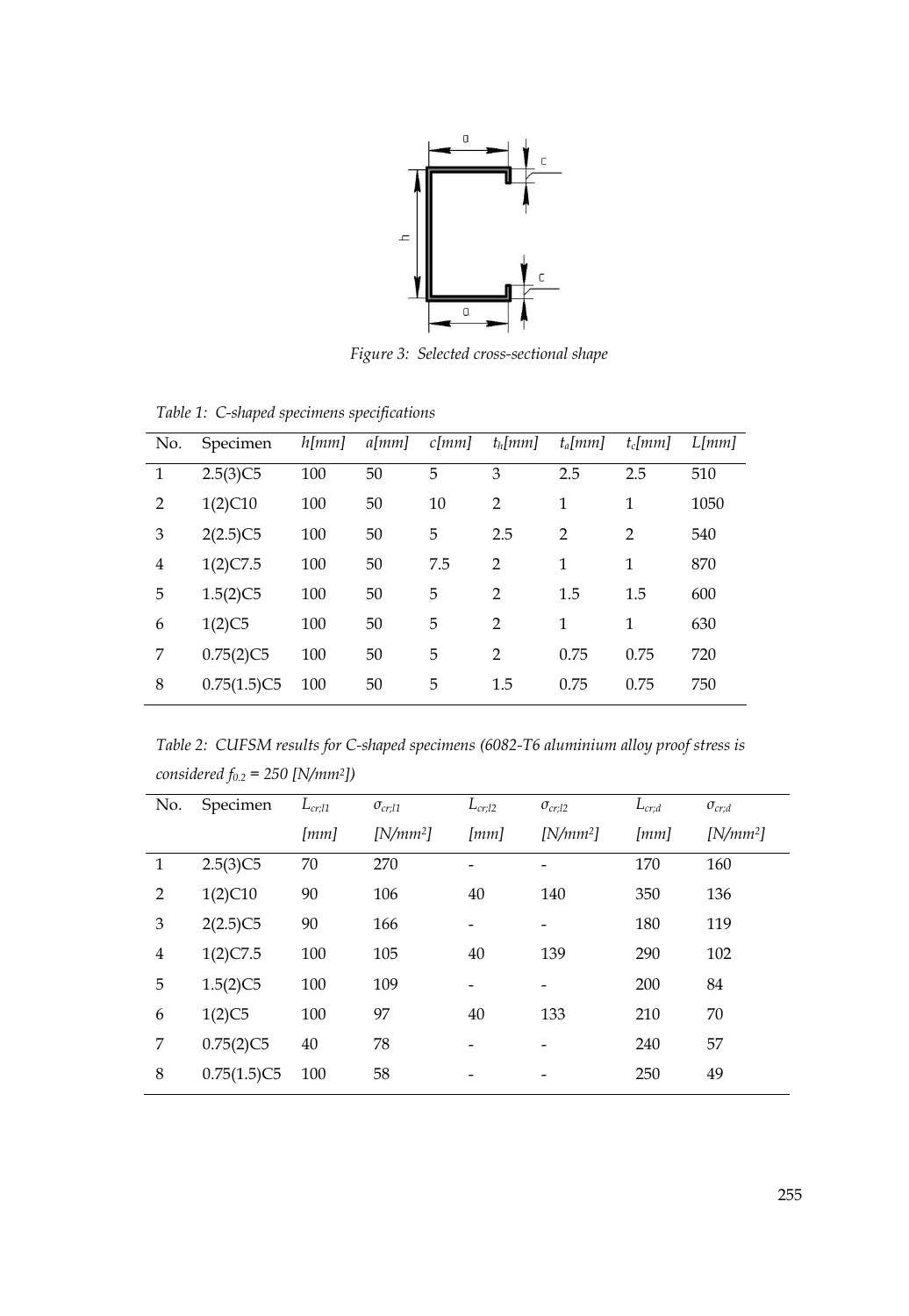Figure 3: Selected cross-sectional shape

*Table 1: C-shaped specimens specifications*

| No. | Specimen | $h$[mm] | $a$[mm] | $c$[mm] | $t_h$[mm] | $t_a$[mm] | $t_c$[mm] | $L$[mm] |
|---|---|---|---|---|---|---|---|---|
| 1 | 2.5(3)C5 | 100 | 50 | 5 | 3 | 2.5 | 2.5 | 510 |
| 2 | 1(2)C10 | 100 | 50 | 10 | 2 | 1 | 1 | 1050 |
| 3 | 2(2.5)C5 | 100 | 50 | 5 | 2.5 | 2 | 2 | 540 |
| 4 | 1(2)C7.5 | 100 | 50 | 7.5 | 2 | 1 | 1 | 870 |
| 5 | 1.5(2)C5 | 100 | 50 | 5 | 2 | 1.5 | 1.5 | 600 |
| 6 | 1(2)C5 | 100 | 50 | 5 | 2 | 1 | 1 | 630 |
| 7 | 0.75(2)C5 | 100 | 50 | 5 | 2 | 0.75 | 0.75 | 720 |
| 8 | 0.75(1.5)C5 | 100 | 50 | 5 | 1.5 | 0.75 | 0.75 | 750 |

*Table 2: CUFSM results for C-shaped specimens (6082-T6 aluminium alloy proof stress is considered $f_{0.2}$ = 250 [N/mm²])*

| No. | Specimen | $L_{cr;l1}$ [mm] | $\sigma_{cr;l1}$ [N/mm²] | $L_{cr;l2}$ [mm] | $\sigma_{cr;l2}$ [N/mm²] | $L_{cr;d}$ [mm] | $\sigma_{cr;d}$ [N/mm²] |
|---|---|---|---|---|---|---|---|
| 1 | 2.5(3)C5 | 70 | 270 | - | - | 170 | 160 |
| 2 | 1(2)C10 | 90 | 106 | 40 | 140 | 350 | 136 |
| 3 | 2(2.5)C5 | 90 | 166 | - | - | 180 | 119 |
| 4 | 1(2)C7.5 | 100 | 105 | 40 | 139 | 290 | 102 |
| 5 | 1.5(2)C5 | 100 | 109 | - | - | 200 | 84 |
| 6 | 1(2)C5 | 100 | 97 | 40 | 133 | 210 | 70 |
| 7 | 0.75(2)C5 | 40 | 78 | - | - | 240 | 57 |
| 8 | 0.75(1.5)C5 | 100 | 58 | - | - | 250 | 49 |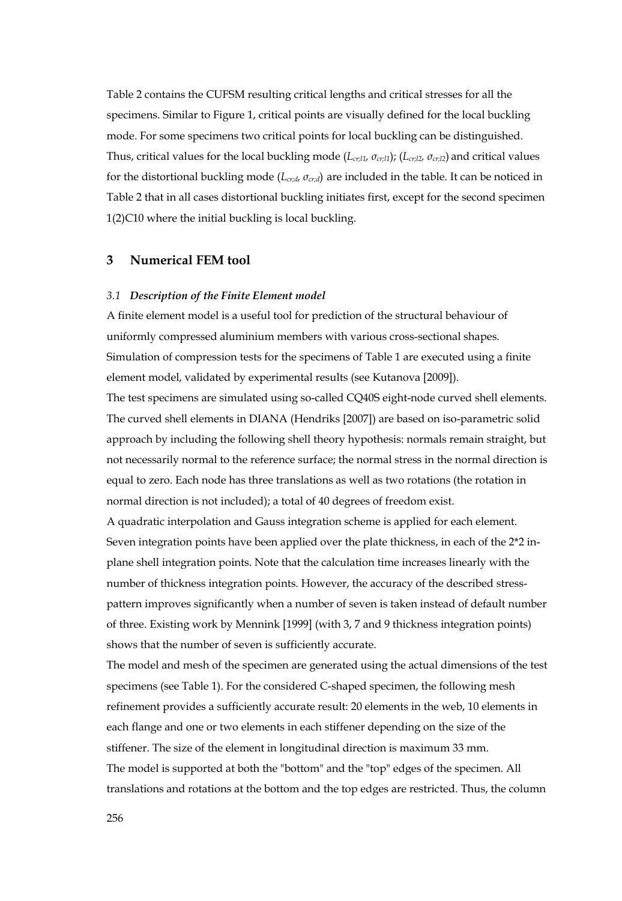Table 2 contains the CUFSM resulting critical lengths and critical stresses for all the specimens. Similar to Figure 1, critical points are visually defined for the local buckling mode. For some specimens two critical points for local buckling can be distinguished. Thus, critical values for the local buckling mode ($L_{cr;l1}$, $\sigma_{cr;l1}$); ($L_{cr;l2}$, $\sigma_{cr;l2}$) and critical values for the distortional buckling mode ($L_{cr;d}$, $\sigma_{cr;d}$) are included in the table. It can be noticed in Table 2 that in all cases distortional buckling initiates first, except for the second specimen 1(2)C10 where the initial buckling is local buckling.

## 3 Numerical FEM tool

### *3.1 Description of the Finite Element model*

A finite element model is a useful tool for prediction of the structural behaviour of uniformly compressed aluminium members with various cross-sectional shapes. Simulation of compression tests for the specimens of Table 1 are executed using a finite element model, validated by experimental results (see Kutanova [2009]).

The test specimens are simulated using so-called CQ40S eight-node curved shell elements. The curved shell elements in DIANA (Hendriks [2007]) are based on iso-parametric solid approach by including the following shell theory hypothesis: normals remain straight, but not necessarily normal to the reference surface; the normal stress in the normal direction is equal to zero. Each node has three translations as well as two rotations (the rotation in normal direction is not included); a total of 40 degrees of freedom exist.

A quadratic interpolation and Gauss integration scheme is applied for each element. Seven integration points have been applied over the plate thickness, in each of the 2*2 in-plane shell integration points. Note that the calculation time increases linearly with the number of thickness integration points. However, the accuracy of the described stress-pattern improves significantly when a number of seven is taken instead of default number of three. Existing work by Mennink [1999] (with 3, 7 and 9 thickness integration points) shows that the number of seven is sufficiently accurate.

The model and mesh of the specimen are generated using the actual dimensions of the test specimens (see Table 1). For the considered C-shaped specimen, the following mesh refinement provides a sufficiently accurate result: 20 elements in the web, 10 elements in each flange and one or two elements in each stiffener depending on the size of the stiffener. The size of the element in longitudinal direction is maximum 33 mm.

The model is supported at both the "bottom" and the "top" edges of the specimen. All translations and rotations at the bottom and the top edges are restricted. Thus, the column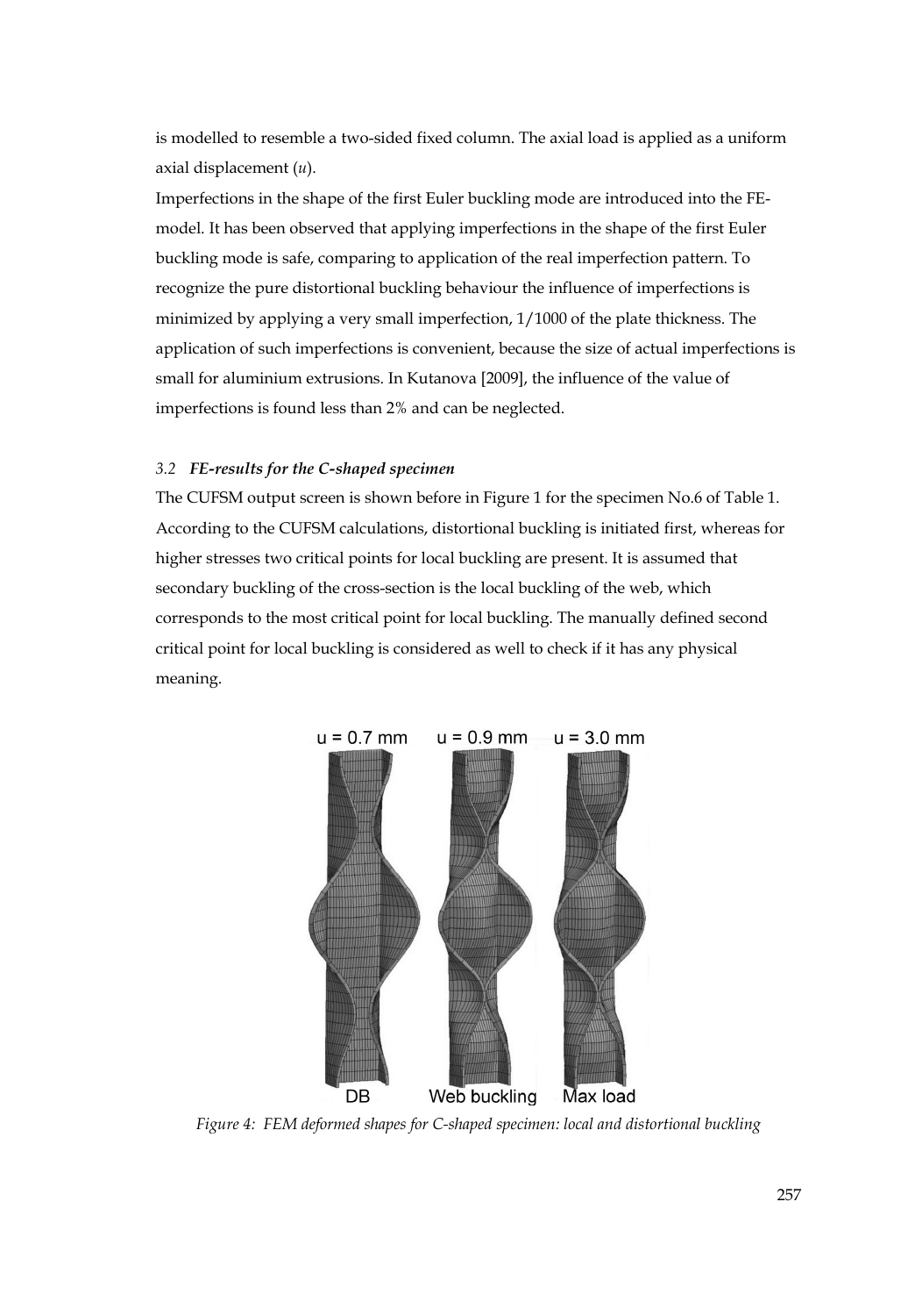is modelled to resemble a two-sided fixed column. The axial load is applied as a uniform axial displacement ($u$).

Imperfections in the shape of the first Euler buckling mode are introduced into the FE-model. It has been observed that applying imperfections in the shape of the first Euler buckling mode is safe, comparing to application of the real imperfection pattern. To recognize the pure distortional buckling behaviour the influence of imperfections is minimized by applying a very small imperfection, 1/1000 of the plate thickness. The application of such imperfections is convenient, because the size of actual imperfections is small for aluminium extrusions. In Kutanova [2009], the influence of the value of imperfections is found less than 2% and can be neglected.

### *3.2 FE-results for the C-shaped specimen*

The CUFSM output screen is shown before in Figure 1 for the specimen No.6 of Table 1. According to the CUFSM calculations, distortional buckling is initiated first, whereas for higher stresses two critical points for local buckling are present. It is assumed that secondary buckling of the cross-section is the local buckling of the web, which corresponds to the most critical point for local buckling. The manually defined second critical point for local buckling is considered as well to check if it has any physical meaning.

u = 0.7 mm u = 0.9 mm u = 3.0 mm

DB Web buckling Max load

*Figure 4: FEM deformed shapes for C-shaped specimen: local and distortional buckling*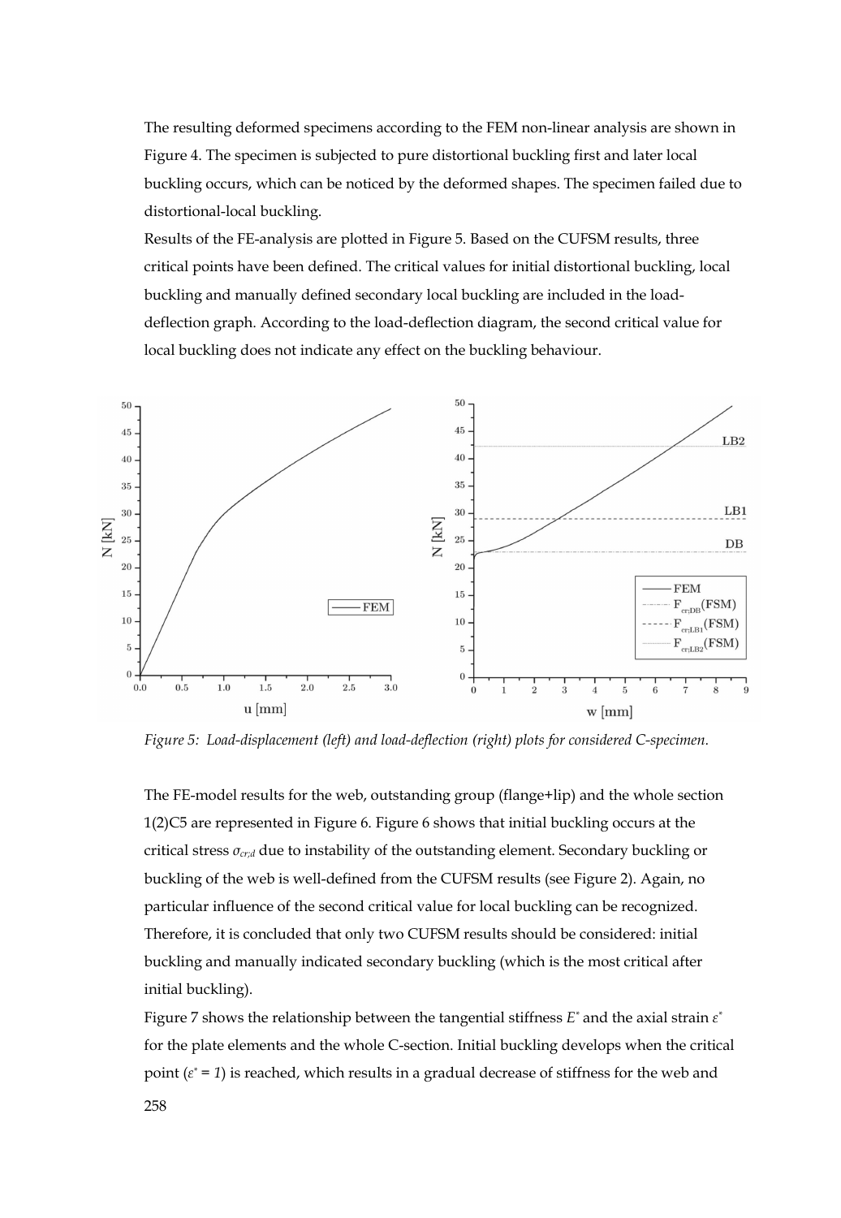The resulting deformed specimens according to the FEM non-linear analysis are shown in Figure 4. The specimen is subjected to pure distortional buckling first and later local buckling occurs, which can be noticed by the deformed shapes. The specimen failed due to distortional-local buckling.

Results of the FE-analysis are plotted in Figure 5. Based on the CUFSM results, three critical points have been defined. The critical values for initial distortional buckling, local buckling and manually defined secondary local buckling are included in the load-deflection graph. According to the load-deflection diagram, the second critical value for local buckling does not indicate any effect on the buckling behaviour.

*Figure 5: Load-displacement (left) and load-deflection (right) plots for considered C-specimen.*

The FE-model results for the web, outstanding group (flange+lip) and the whole section 1(2)C5 are represented in Figure 6. Figure 6 shows that initial buckling occurs at the critical stress $\sigma_{cr;d}$ due to instability of the outstanding element. Secondary buckling or buckling of the web is well-defined from the CUFSM results (see Figure 2). Again, no particular influence of the second critical value for local buckling can be recognized. Therefore, it is concluded that only two CUFSM results should be considered: initial buckling and manually indicated secondary buckling (which is the most critical after initial buckling).

Figure 7 shows the relationship between the tangential stiffness $E^*$ and the axial strain $\varepsilon^*$ for the plate elements and the whole C-section. Initial buckling develops when the critical point ($\varepsilon^* = 1$) is reached, which results in a gradual decrease of stiffness for the web and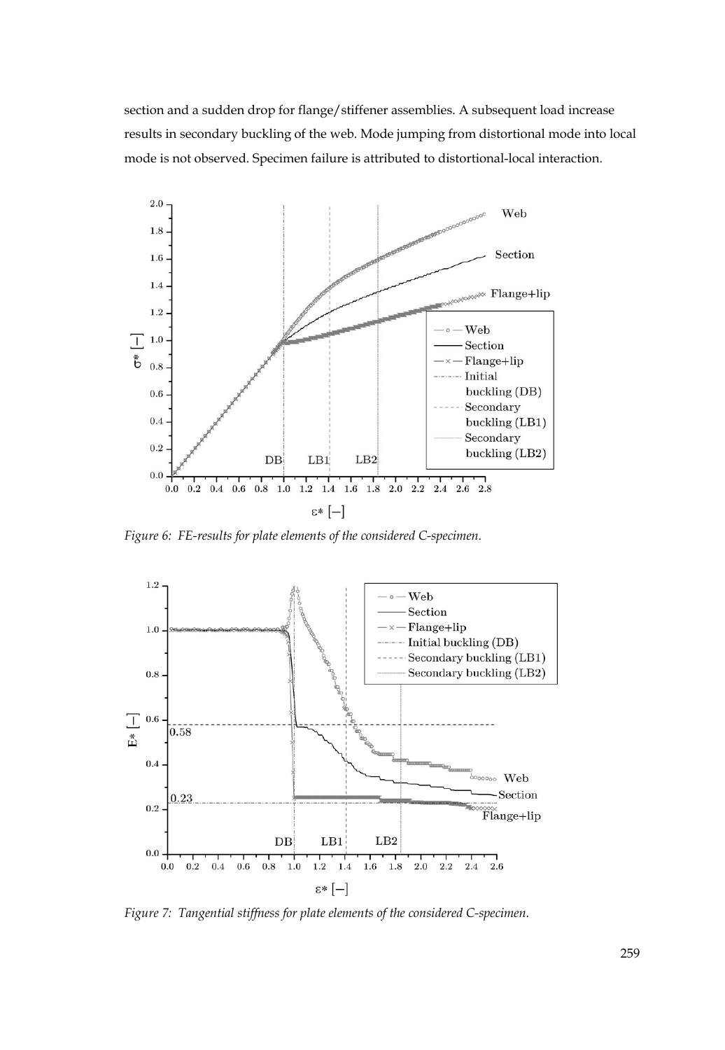section and a sudden drop for flange/stiffener assemblies. A subsequent load increase results in secondary buckling of the web. Mode jumping from distortional mode into local mode is not observed. Specimen failure is attributed to distortional-local interaction.

*Figure 6: FE-results for plate elements of the considered C-specimen.*

*Figure 7: Tangential stiffness for plate elements of the considered C-specimen.*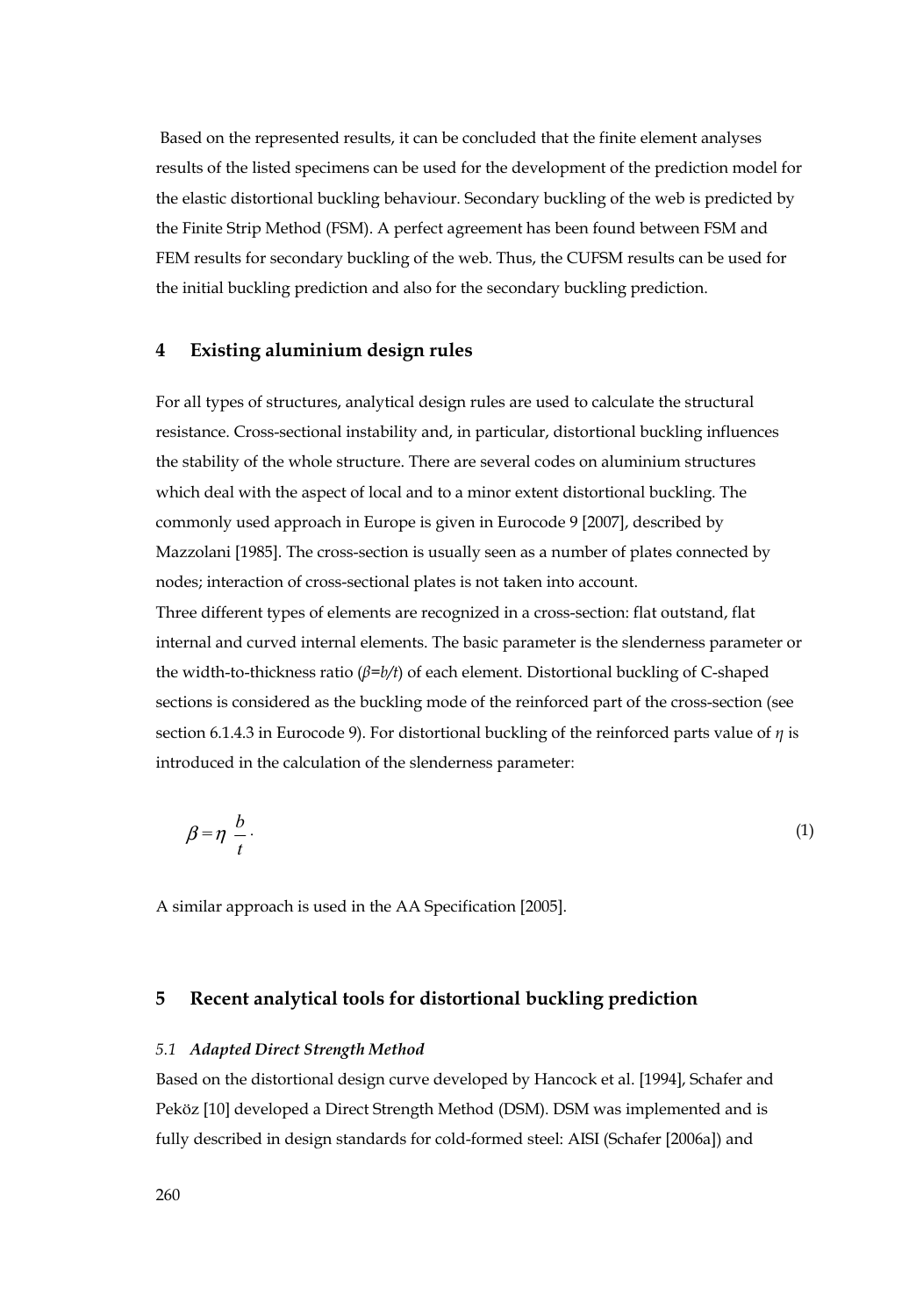Based on the represented results, it can be concluded that the finite element analyses results of the listed specimens can be used for the development of the prediction model for the elastic distortional buckling behaviour. Secondary buckling of the web is predicted by the Finite Strip Method (FSM). A perfect agreement has been found between FSM and FEM results for secondary buckling of the web. Thus, the CUFSM results can be used for the initial buckling prediction and also for the secondary buckling prediction.

## 4 Existing aluminium design rules

For all types of structures, analytical design rules are used to calculate the structural resistance. Cross-sectional instability and, in particular, distortional buckling influences the stability of the whole structure. There are several codes on aluminium structures which deal with the aspect of local and to a minor extent distortional buckling. The commonly used approach in Europe is given in Eurocode 9 [2007], described by Mazzolani [1985]. The cross-section is usually seen as a number of plates connected by nodes; interaction of cross-sectional plates is not taken into account.

Three different types of elements are recognized in a cross-section: flat outstand, flat internal and curved internal elements. The basic parameter is the slenderness parameter or the width-to-thickness ratio ($\beta=b/t$) of each element. Distortional buckling of C-shaped sections is considered as the buckling mode of the reinforced part of the cross-section (see section 6.1.4.3 in Eurocode 9). For distortional buckling of the reinforced parts value of $\eta$ is introduced in the calculation of the slenderness parameter:

$$\beta = \eta \, \frac{b}{t} \cdot \tag{1}$$

A similar approach is used in the AA Specification [2005].

## 5 Recent analytical tools for distortional buckling prediction

### 5.1 *Adapted Direct Strength Method*

Based on the distortional design curve developed by Hancock et al. [1994], Schafer and Peköz [10] developed a Direct Strength Method (DSM). DSM was implemented and is fully described in design standards for cold-formed steel: AISI (Schafer [2006a]) and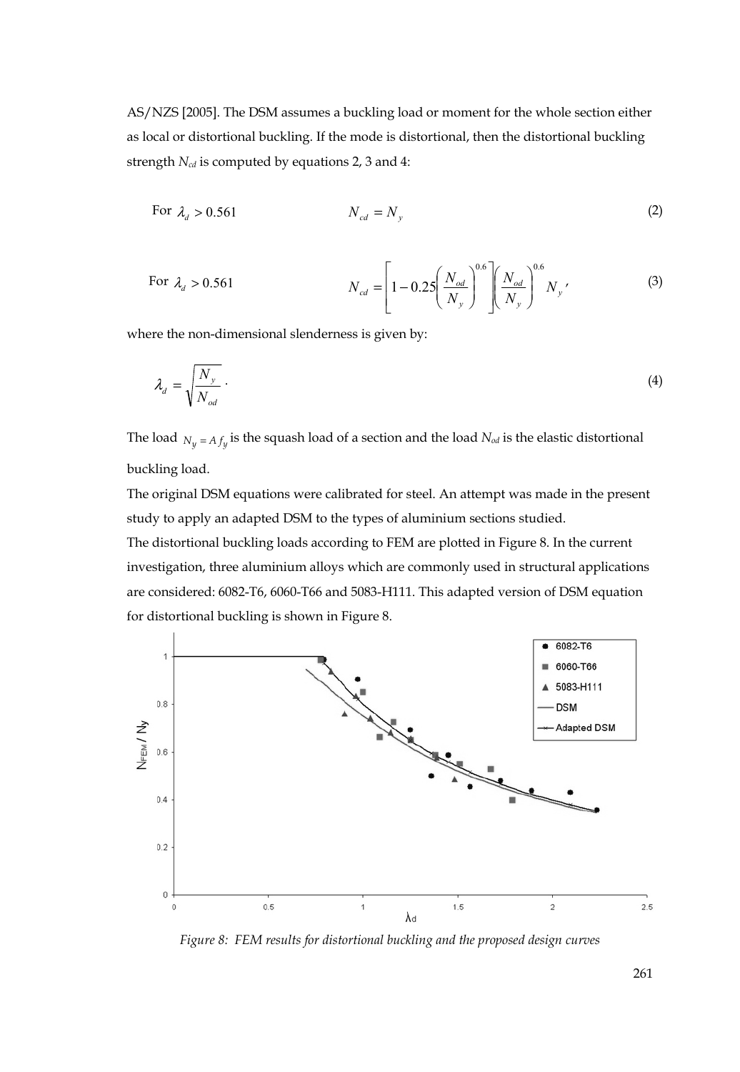AS/NZS [2005]. The DSM assumes a buckling load or moment for the whole section either as local or distortional buckling. If the mode is distortional, then the distortional buckling strength $N_{cd}$ is computed by equations 2, 3 and 4:

$$\text{For } \lambda_d > 0.561 \qquad N_{cd} = N_y \tag{2}$$

$$\text{For } \lambda_d > 0.561 \qquad N_{cd} = \left[1 - 0.25\left(\frac{N_{od}}{N_y}\right)^{0.6}\right]\left(\frac{N_{od}}{N_y}\right)^{0.6} N_y, \tag{3}$$

where the non-dimensional slenderness is given by:

$$\lambda_d = \sqrt{\frac{N_y}{N_{od}}}\,. \tag{4}$$

The load $N_y = A\,f_y$ is the squash load of a section and the load $N_{od}$ is the elastic distortional buckling load.

The original DSM equations were calibrated for steel. An attempt was made in the present study to apply an adapted DSM to the types of aluminium sections studied.

The distortional buckling loads according to FEM are plotted in Figure 8. In the current investigation, three aluminium alloys which are commonly used in structural applications are considered: 6082-T6, 6060-T66 and 5083-H111. This adapted version of DSM equation for distortional buckling is shown in Figure 8.

*Figure 8: FEM results for distortional buckling and the proposed design curves*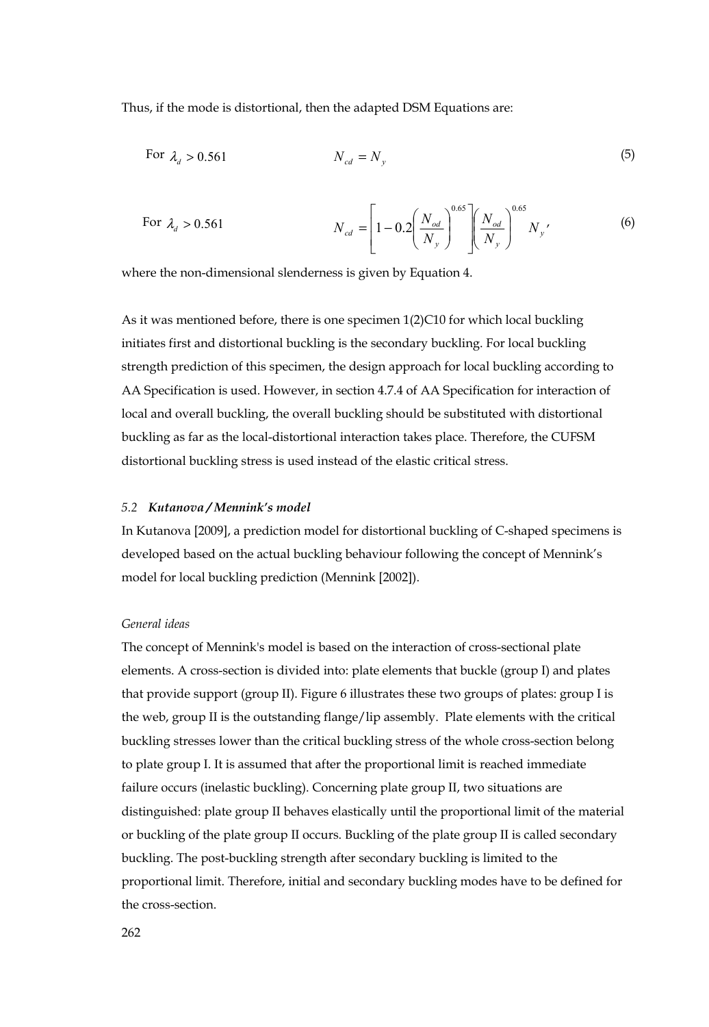Thus, if the mode is distortional, then the adapted DSM Equations are:

For $\lambda_d > 0.561$

$$N_{cd} = N_y \tag{5}$$

For $\lambda_d > 0.561$

$$N_{cd} = \left[1 - 0.2\left(\frac{N_{od}}{N_y}\right)^{0.65}\right]\left(\frac{N_{od}}{N_y}\right)^{0.65} N_y' \tag{6}$$

where the non-dimensional slenderness is given by Equation 4.

As it was mentioned before, there is one specimen 1(2)C10 for which local buckling initiates first and distortional buckling is the secondary buckling. For local buckling strength prediction of this specimen, the design approach for local buckling according to AA Specification is used. However, in section 4.7.4 of AA Specification for interaction of local and overall buckling, the overall buckling should be substituted with distortional buckling as far as the local-distortional interaction takes place. Therefore, the CUFSM distortional buckling stress is used instead of the elastic critical stress.

### *5.2* ***Kutanova / Mennink's model***

In Kutanova [2009], a prediction model for distortional buckling of C-shaped specimens is developed based on the actual buckling behaviour following the concept of Mennink's model for local buckling prediction (Mennink [2002]).

*General ideas*

The concept of Mennink's model is based on the interaction of cross-sectional plate elements. A cross-section is divided into: plate elements that buckle (group I) and plates that provide support (group II). Figure 6 illustrates these two groups of plates: group I is the web, group II is the outstanding flange/lip assembly. Plate elements with the critical buckling stresses lower than the critical buckling stress of the whole cross-section belong to plate group I. It is assumed that after the proportional limit is reached immediate failure occurs (inelastic buckling). Concerning plate group II, two situations are distinguished: plate group II behaves elastically until the proportional limit of the material or buckling of the plate group II occurs. Buckling of the plate group II is called secondary buckling. The post-buckling strength after secondary buckling is limited to the proportional limit. Therefore, initial and secondary buckling modes have to be defined for the cross-section.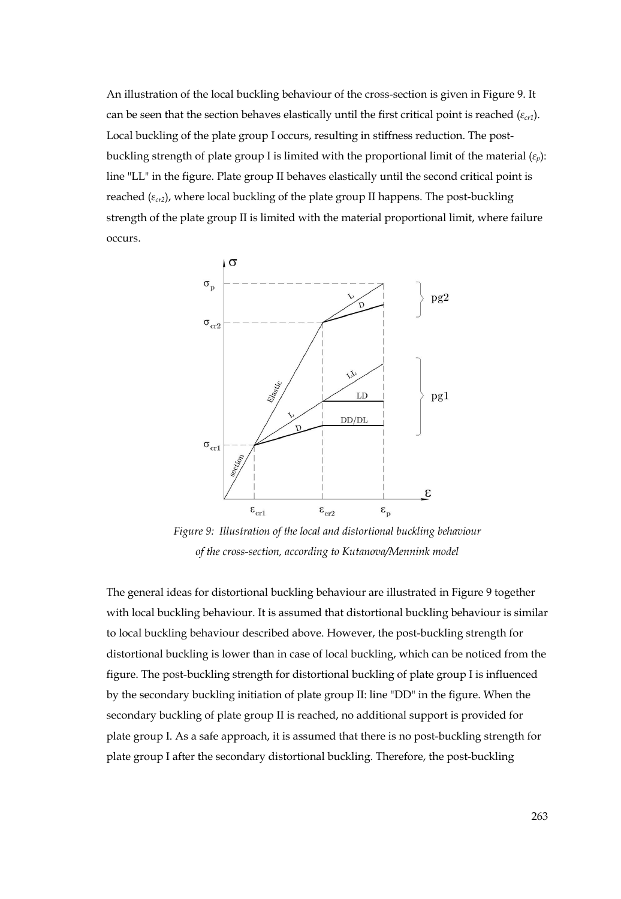An illustration of the local buckling behaviour of the cross-section is given in Figure 9. It can be seen that the section behaves elastically until the first critical point is reached ($\varepsilon_{cr1}$). Local buckling of the plate group I occurs, resulting in stiffness reduction. The post-buckling strength of plate group I is limited with the proportional limit of the material ($\varepsilon_p$): line "LL" in the figure. Plate group II behaves elastically until the second critical point is reached ($\varepsilon_{cr2}$), where local buckling of the plate group II happens. The post-buckling strength of the plate group II is limited with the material proportional limit, where failure occurs.

*Figure 9: Illustration of the local and distortional buckling behaviour of the cross-section, according to Kutanova/Mennink model*

The general ideas for distortional buckling behaviour are illustrated in Figure 9 together with local buckling behaviour. It is assumed that distortional buckling behaviour is similar to local buckling behaviour described above. However, the post-buckling strength for distortional buckling is lower than in case of local buckling, which can be noticed from the figure. The post-buckling strength for distortional buckling of plate group I is influenced by the secondary buckling initiation of plate group II: line "DD" in the figure. When the secondary buckling of plate group II is reached, no additional support is provided for plate group I. As a safe approach, it is assumed that there is no post-buckling strength for plate group I after the secondary distortional buckling. Therefore, the post-buckling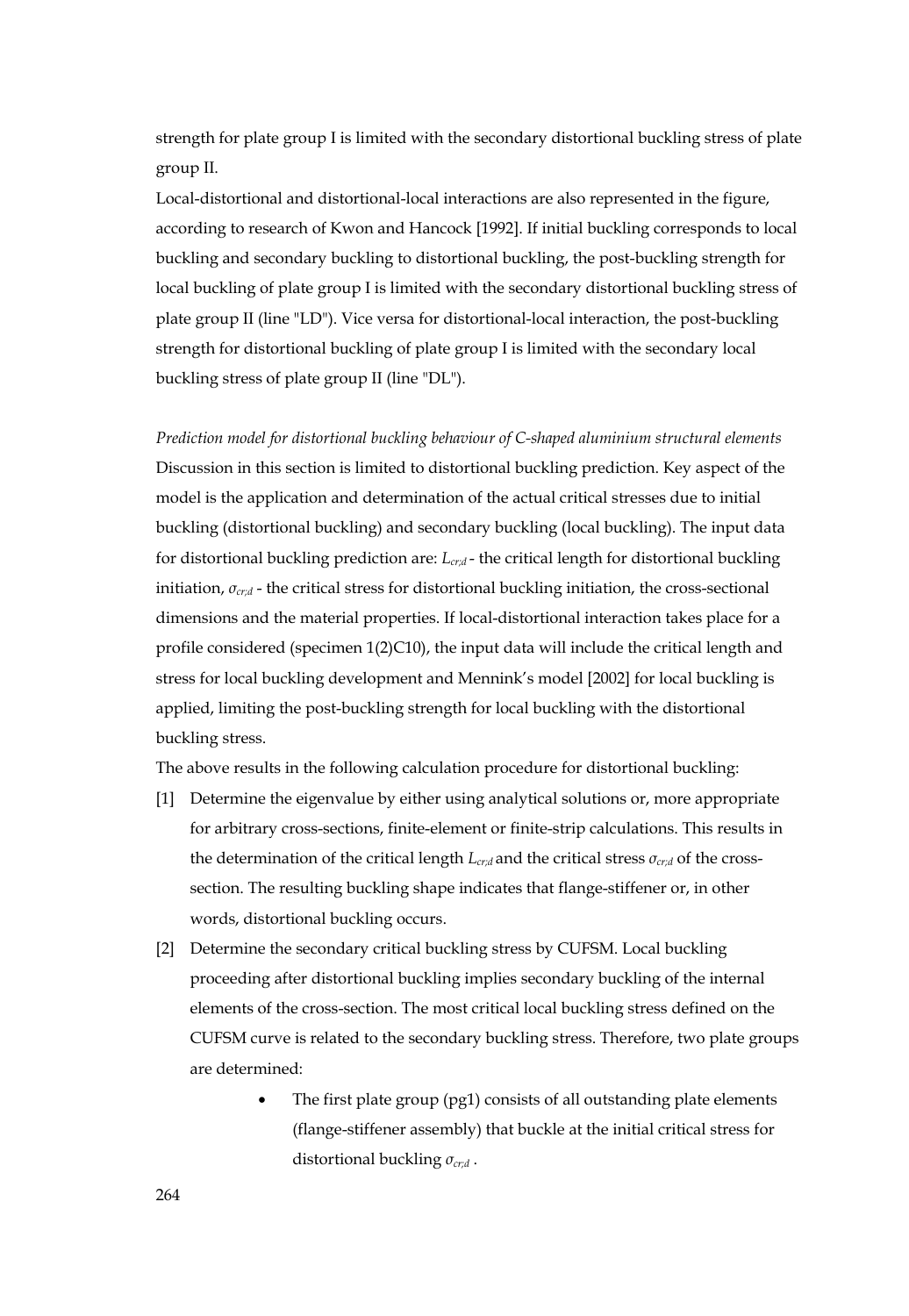strength for plate group I is limited with the secondary distortional buckling stress of plate group II.

Local-distortional and distortional-local interactions are also represented in the figure, according to research of Kwon and Hancock [1992]. If initial buckling corresponds to local buckling and secondary buckling to distortional buckling, the post-buckling strength for local buckling of plate group I is limited with the secondary distortional buckling stress of plate group II (line "LD"). Vice versa for distortional-local interaction, the post-buckling strength for distortional buckling of plate group I is limited with the secondary local buckling stress of plate group II (line "DL").

*Prediction model for distortional buckling behaviour of C-shaped aluminium structural elements*

Discussion in this section is limited to distortional buckling prediction. Key aspect of the model is the application and determination of the actual critical stresses due to initial buckling (distortional buckling) and secondary buckling (local buckling). The input data for distortional buckling prediction are: $L_{cr;d}$ - the critical length for distortional buckling initiation, $\sigma_{cr;d}$ - the critical stress for distortional buckling initiation, the cross-sectional dimensions and the material properties. If local-distortional interaction takes place for a profile considered (specimen 1(2)C10), the input data will include the critical length and stress for local buckling development and Mennink's model [2002] for local buckling is applied, limiting the post-buckling strength for local buckling with the distortional buckling stress.

The above results in the following calculation procedure for distortional buckling:

[1] Determine the eigenvalue by either using analytical solutions or, more appropriate for arbitrary cross-sections, finite-element or finite-strip calculations. This results in the determination of the critical length $L_{cr;d}$ and the critical stress $\sigma_{cr;d}$ of the cross-section. The resulting buckling shape indicates that flange-stiffener or, in other words, distortional buckling occurs.

[2] Determine the secondary critical buckling stress by CUFSM. Local buckling proceeding after distortional buckling implies secondary buckling of the internal elements of the cross-section. The most critical local buckling stress defined on the CUFSM curve is related to the secondary buckling stress. Therefore, two plate groups are determined:

- The first plate group (pg1) consists of all outstanding plate elements (flange-stiffener assembly) that buckle at the initial critical stress for distortional buckling $\sigma_{cr;d}$ .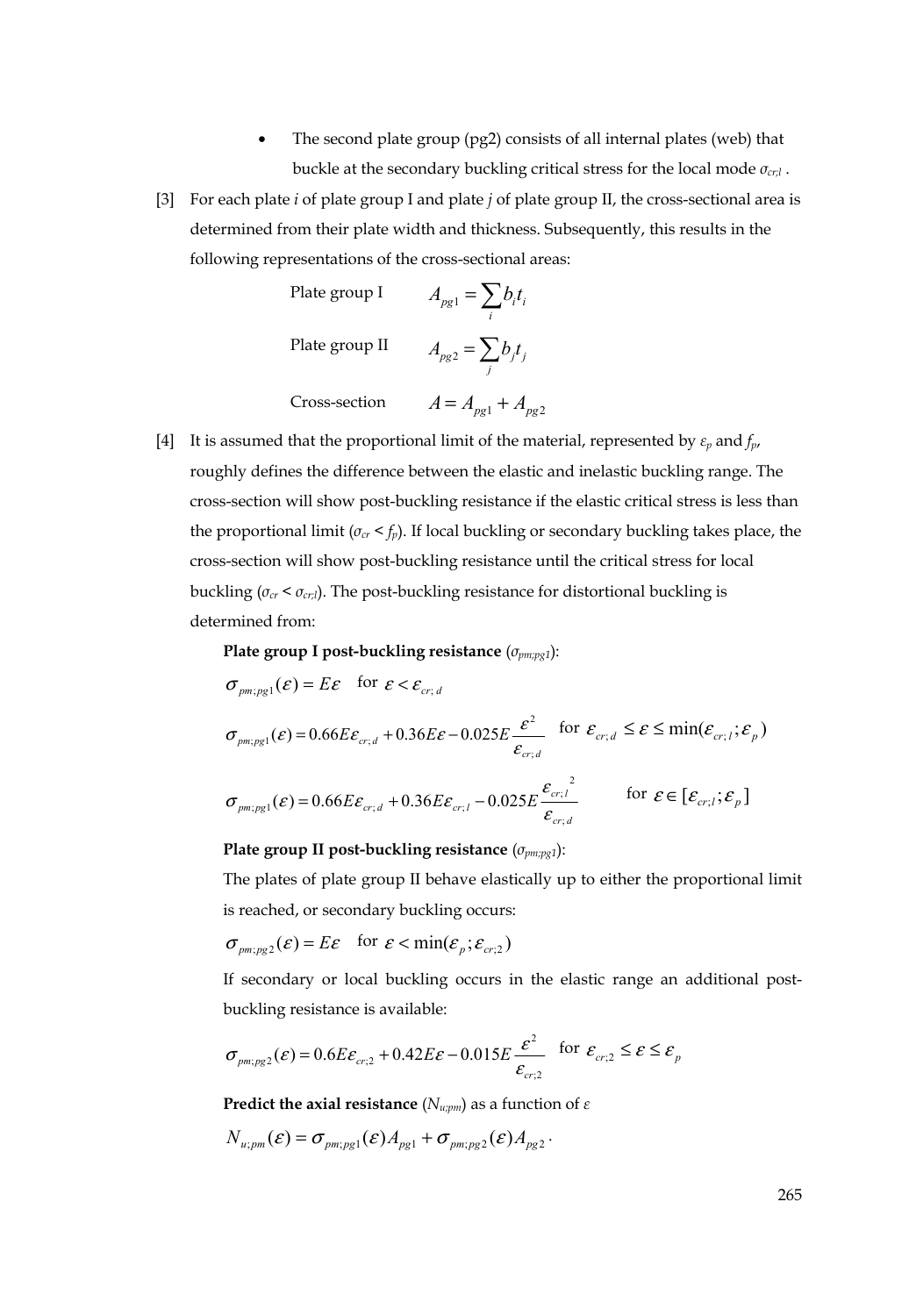- The second plate group (pg2) consists of all internal plates (web) that buckle at the secondary buckling critical stress for the local mode $\sigma_{cr;l}$ .

[3] For each plate *i* of plate group I and plate *j* of plate group II, the cross-sectional area is determined from their plate width and thickness. Subsequently, this results in the following representations of the cross-sectional areas:

Plate group I $\quad A_{pg1} = \sum_i b_i t_i$

Plate group II $\quad A_{pg2} = \sum_j b_j t_j$

Cross-section $\quad A = A_{pg1} + A_{pg2}$

[4] It is assumed that the proportional limit of the material, represented by $\varepsilon_p$ and $f_p$, roughly defines the difference between the elastic and inelastic buckling range. The cross-section will show post-buckling resistance if the elastic critical stress is less than the proportional limit ($\sigma_{cr} < f_p$). If local buckling or secondary buckling takes place, the cross-section will show post-buckling resistance until the critical stress for local buckling ($\sigma_{cr} < \sigma_{cr;l}$). The post-buckling resistance for distortional buckling is determined from:

**Plate group I post-buckling resistance** ($\sigma_{pm;pg1}$):

$$\sigma_{pm;pg1}(\varepsilon) = E\varepsilon \quad \text{for } \varepsilon < \varepsilon_{cr;\,d}$$

$$\sigma_{pm;pg1}(\varepsilon) = 0.66E\varepsilon_{cr;\,d} + 0.36E\varepsilon - 0.025E\frac{\varepsilon^2}{\varepsilon_{cr;\,d}} \quad \text{for } \varepsilon_{cr;\,d} \leq \varepsilon \leq \min(\varepsilon_{cr;\,l};\varepsilon_p)$$

$$\sigma_{pm;pg1}(\varepsilon) = 0.66E\varepsilon_{cr;\,d} + 0.36E\varepsilon_{cr;\,l} - 0.025E\frac{\varepsilon_{cr;\,l}{}^2}{\varepsilon_{cr;\,d}} \qquad \text{for } \varepsilon \in [\varepsilon_{cr;\,l};\varepsilon_p]$$

**Plate group II post-buckling resistance** ($\sigma_{pm;pg1}$):

The plates of plate group II behave elastically up to either the proportional limit is reached, or secondary buckling occurs:

$$\sigma_{pm;pg2}(\varepsilon) = E\varepsilon \quad \text{for } \varepsilon < \min(\varepsilon_p;\varepsilon_{cr;2})$$

If secondary or local buckling occurs in the elastic range an additional post-buckling resistance is available:

$$\sigma_{pm;pg2}(\varepsilon) = 0.6E\varepsilon_{cr;2} + 0.42E\varepsilon - 0.015E\frac{\varepsilon^2}{\varepsilon_{cr;2}} \quad \text{for } \varepsilon_{cr;2} \leq \varepsilon \leq \varepsilon_p$$

**Predict the axial resistance** ($N_{u;pm}$) as a function of $\varepsilon$

$$N_{u;pm}(\varepsilon) = \sigma_{pm;pg1}(\varepsilon)A_{pg1} + \sigma_{pm;pg2}(\varepsilon)A_{pg2}\,.$$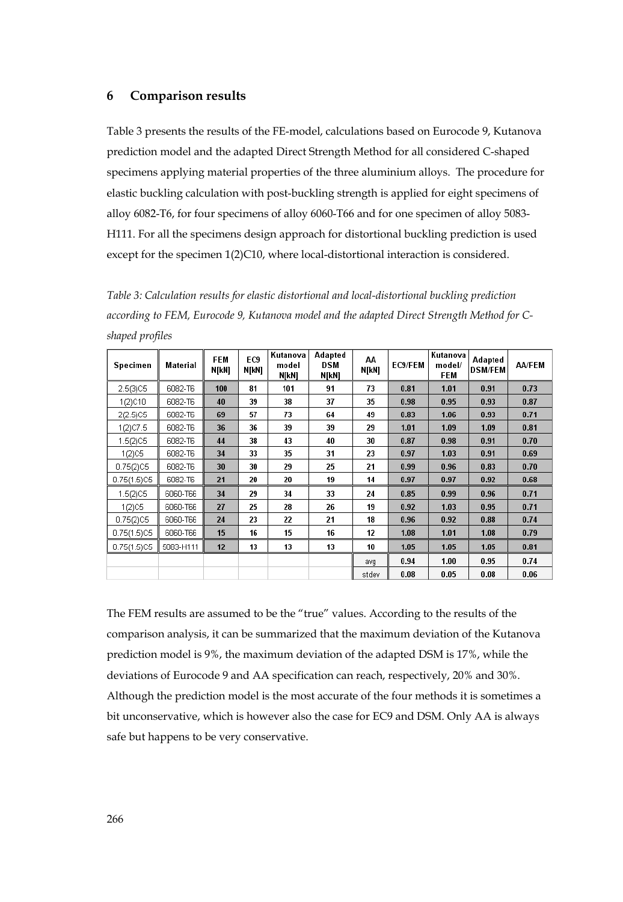## 6 Comparison results

Table 3 presents the results of the FE-model, calculations based on Eurocode 9, Kutanova prediction model and the adapted Direct Strength Method for all considered C-shaped specimens applying material properties of the three aluminium alloys. The procedure for elastic buckling calculation with post-buckling strength is applied for eight specimens of alloy 6082-T6, for four specimens of alloy 6060-T66 and for one specimen of alloy 5083-H111. For all the specimens design approach for distortional buckling prediction is used except for the specimen 1(2)C10, where local-distortional interaction is considered.

*Table 3: Calculation results for elastic distortional and local-distortional buckling prediction according to FEM, Eurocode 9, Kutanova model and the adapted Direct Strength Method for C-shaped profiles*

| Specimen | Material | FEM N[kN] | EC9 N[kN] | Kutanova model N[kN] | Adapted DSM N[kN] | AA N[kN] | EC9/FEM | Kutanova model/ FEM | Adapted DSM/FEM | AA/FEM |
|---|---|---|---|---|---|---|---|---|---|---|
| 2.5(3)C5 | 6082-T6 | 100 | 81 | 101 | 91 | 73 | 0.81 | 1.01 | 0.91 | 0.73 |
| 1(2)C10 | 6082-T6 | 40 | 39 | 38 | 37 | 35 | 0.98 | 0.95 | 0.93 | 0.87 |
| 2(2.5)C5 | 6082-T6 | 69 | 57 | 73 | 64 | 49 | 0.83 | 1.06 | 0.93 | 0.71 |
| 1(2)C7.5 | 6082-T6 | 36 | 36 | 39 | 39 | 29 | 1.01 | 1.09 | 1.09 | 0.81 |
| 1.5(2)C5 | 6082-T6 | 44 | 38 | 43 | 40 | 30 | 0.87 | 0.98 | 0.91 | 0.70 |
| 1(2)C5 | 6082-T6 | 34 | 33 | 35 | 31 | 23 | 0.97 | 1.03 | 0.91 | 0.69 |
| 0.75(2)C5 | 6082-T6 | 30 | 30 | 29 | 25 | 21 | 0.99 | 0.96 | 0.83 | 0.70 |
| 0.75(1.5)C5 | 6082-T6 | 21 | 20 | 20 | 19 | 14 | 0.97 | 0.97 | 0.92 | 0.68 |
| 1.5(2)C5 | 6060-T66 | 34 | 29 | 34 | 33 | 24 | 0.85 | 0.99 | 0.96 | 0.71 |
| 1(2)C5 | 6060-T66 | 27 | 25 | 28 | 26 | 19 | 0.92 | 1.03 | 0.95 | 0.71 |
| 0.75(2)C5 | 6060-T66 | 24 | 23 | 22 | 21 | 18 | 0.96 | 0.92 | 0.88 | 0.74 |
| 0.75(1.5)C5 | 6060-T66 | 15 | 16 | 15 | 16 | 12 | 1.08 | 1.01 | 1.08 | 0.79 |
| 0.75(1.5)C5 | 5083-H111 | 12 | 13 | 13 | 13 | 10 | 1.05 | 1.05 | 1.05 | 0.81 |
| | | | | | | avg | 0.94 | 1.00 | 0.95 | 0.74 |
| | | | | | | stdev | 0.08 | 0.05 | 0.08 | 0.06 |

The FEM results are assumed to be the "true" values. According to the results of the comparison analysis, it can be summarized that the maximum deviation of the Kutanova prediction model is 9%, the maximum deviation of the adapted DSM is 17%, while the deviations of Eurocode 9 and AA specification can reach, respectively, 20% and 30%. Although the prediction model is the most accurate of the four methods it is sometimes a bit unconservative, which is however also the case for EC9 and DSM. Only AA is always safe but happens to be very conservative.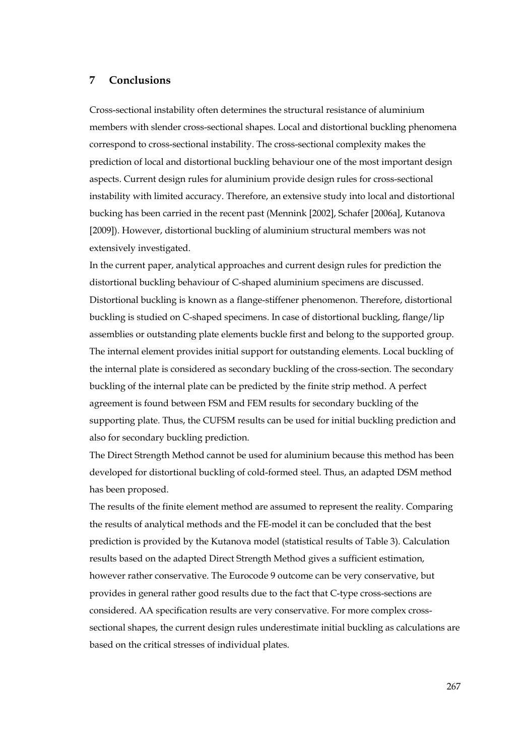## 7 Conclusions

Cross-sectional instability often determines the structural resistance of aluminium members with slender cross-sectional shapes. Local and distortional buckling phenomena correspond to cross-sectional instability. The cross-sectional complexity makes the prediction of local and distortional buckling behaviour one of the most important design aspects. Current design rules for aluminium provide design rules for cross-sectional instability with limited accuracy. Therefore, an extensive study into local and distortional bucking has been carried in the recent past (Mennink [2002], Schafer [2006a], Kutanova [2009]). However, distortional buckling of aluminium structural members was not extensively investigated.

In the current paper, analytical approaches and current design rules for prediction the distortional buckling behaviour of C-shaped aluminium specimens are discussed. Distortional buckling is known as a flange-stiffener phenomenon. Therefore, distortional buckling is studied on C-shaped specimens. In case of distortional buckling, flange/lip assemblies or outstanding plate elements buckle first and belong to the supported group. The internal element provides initial support for outstanding elements. Local buckling of the internal plate is considered as secondary buckling of the cross-section. The secondary buckling of the internal plate can be predicted by the finite strip method. A perfect agreement is found between FSM and FEM results for secondary buckling of the supporting plate. Thus, the CUFSM results can be used for initial buckling prediction and also for secondary buckling prediction.

The Direct Strength Method cannot be used for aluminium because this method has been developed for distortional buckling of cold-formed steel. Thus, an adapted DSM method has been proposed.

The results of the finite element method are assumed to represent the reality. Comparing the results of analytical methods and the FE-model it can be concluded that the best prediction is provided by the Kutanova model (statistical results of Table 3). Calculation results based on the adapted Direct Strength Method gives a sufficient estimation, however rather conservative. The Eurocode 9 outcome can be very conservative, but provides in general rather good results due to the fact that C-type cross-sections are considered. AA specification results are very conservative. For more complex cross-sectional shapes, the current design rules underestimate initial buckling as calculations are based on the critical stresses of individual plates.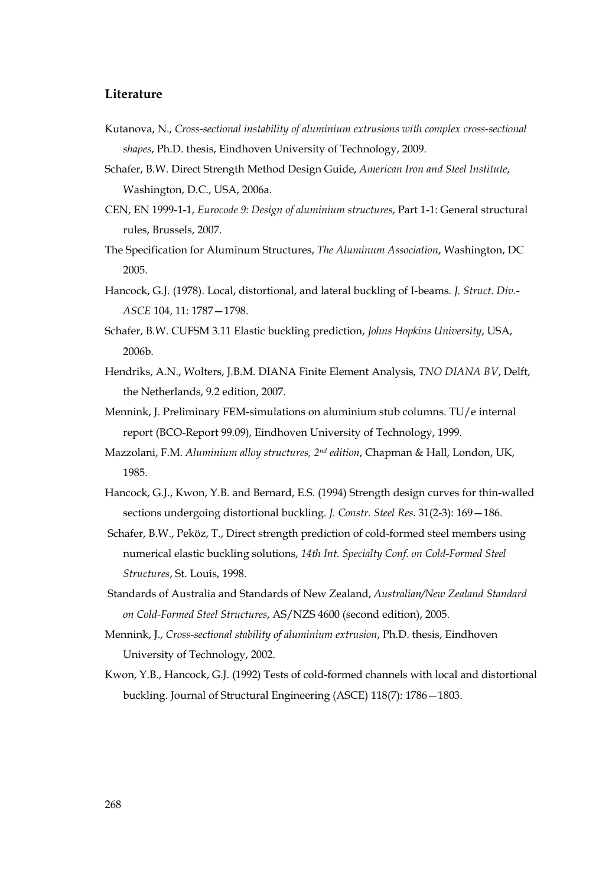## Literature

Kutanova, N., *Cross-sectional instability of aluminium extrusions with complex cross-sectional shapes*, Ph.D. thesis, Eindhoven University of Technology, 2009.

Schafer, B.W. Direct Strength Method Design Guide, *American Iron and Steel Institute*, Washington, D.C., USA, 2006a.

CEN, EN 1999-1-1, *Eurocode 9: Design of aluminium structures*, Part 1-1: General structural rules, Brussels, 2007.

The Specification for Aluminum Structures, *The Aluminum Association*, Washington, DC 2005.

Hancock, G.J. (1978). Local, distortional, and lateral buckling of I-beams. *J. Struct. Div.-ASCE* 104, 11: 1787—1798.

Schafer, B.W. CUFSM 3.11 Elastic buckling prediction, *Johns Hopkins University*, USA, 2006b.

Hendriks, A.N., Wolters, J.B.M. DIANA Finite Element Analysis, *TNO DIANA BV*, Delft, the Netherlands, 9.2 edition, 2007.

Mennink, J. Preliminary FEM-simulations on aluminium stub columns. TU/e internal report (BCO-Report 99.09), Eindhoven University of Technology, 1999.

Mazzolani, F.M. *Aluminium alloy structures, 2nd edition*, Chapman & Hall, London, UK, 1985.

Hancock, G.J., Kwon, Y.B. and Bernard, E.S. (1994) Strength design curves for thin-walled sections undergoing distortional buckling. *J. Constr. Steel Res.* 31(2-3): 169—186.

Schafer, B.W., Peköz, T., Direct strength prediction of cold-formed steel members using numerical elastic buckling solutions, *14th Int. Specialty Conf. on Cold-Formed Steel Structures*, St. Louis, 1998.

Standards of Australia and Standards of New Zealand, *Australian/New Zealand Standard on Cold-Formed Steel Structures*, AS/NZS 4600 (second edition), 2005.

Mennink, J., *Cross-sectional stability of aluminium extrusion*, Ph.D. thesis, Eindhoven University of Technology, 2002.

Kwon, Y.B., Hancock, G.J. (1992) Tests of cold-formed channels with local and distortional buckling. Journal of Structural Engineering (ASCE) 118(7): 1786—1803.